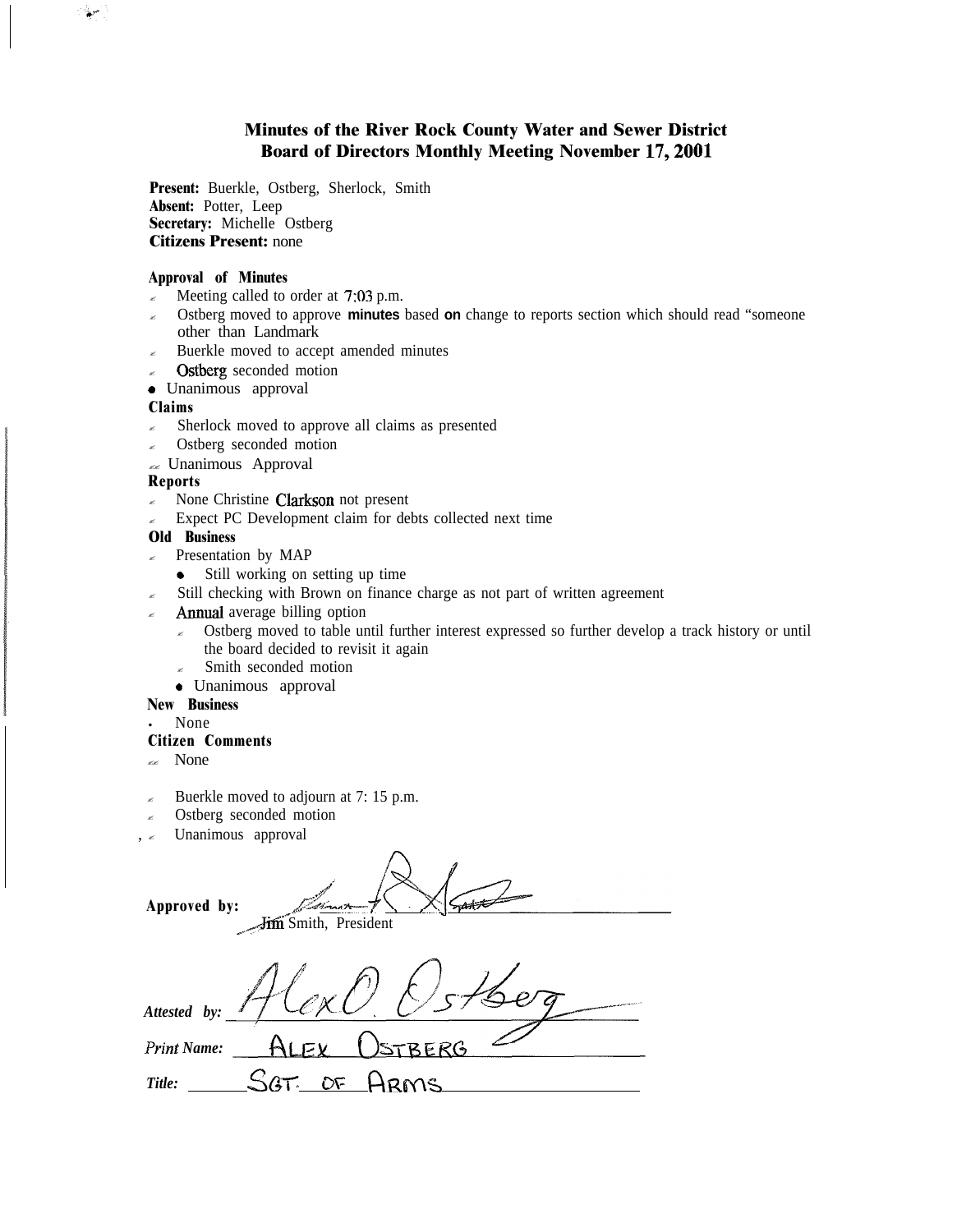# Minutes of the River Rock County Water and Sewer District Board of Directors Monthly Meeting November 17, 2001

**Present:** Buerkle, Ostberg, Sherlock, Smith
**Absent:** Potter, Leep
**Secretary:** Michelle Ostberg
**Citizens Present:** none

**Approval of Minutes**

- Meeting called to order at 7:03 p.m.
- Ostberg moved to approve **minutes** based **on** change to reports section which should read "someone other than Landmark
- Buerkle moved to accept amended minutes
- Ostberg seconded motion
- Unanimous approval

**Claims**

- Sherlock moved to approve all claims as presented
- Ostberg seconded motion
- Unanimous Approval

**Reports**

- None Christine Clarkson not present
- Expect PC Development claim for debts collected next time

**Old Business**

- Presentation by MAP
  - Still working on setting up time
- Still checking with Brown on finance charge as not part of written agreement
- Annual average billing option
  - Ostberg moved to table until further interest expressed so further develop a track history or until the board decided to revisit it again
  - Smith seconded motion
  - Unanimous approval

**New Business**

- None

**Citizen Comments**

- None

- Buerkle moved to adjourn at 7: 15 p.m.
- Ostberg seconded motion
- Unanimous approval

**Approved by:** ______________________
Jim Smith, President

*Attested by:* Alex O. Ostberg

*Print Name:* ALEX OSTBERG

*Title:* SGT. OF ARMS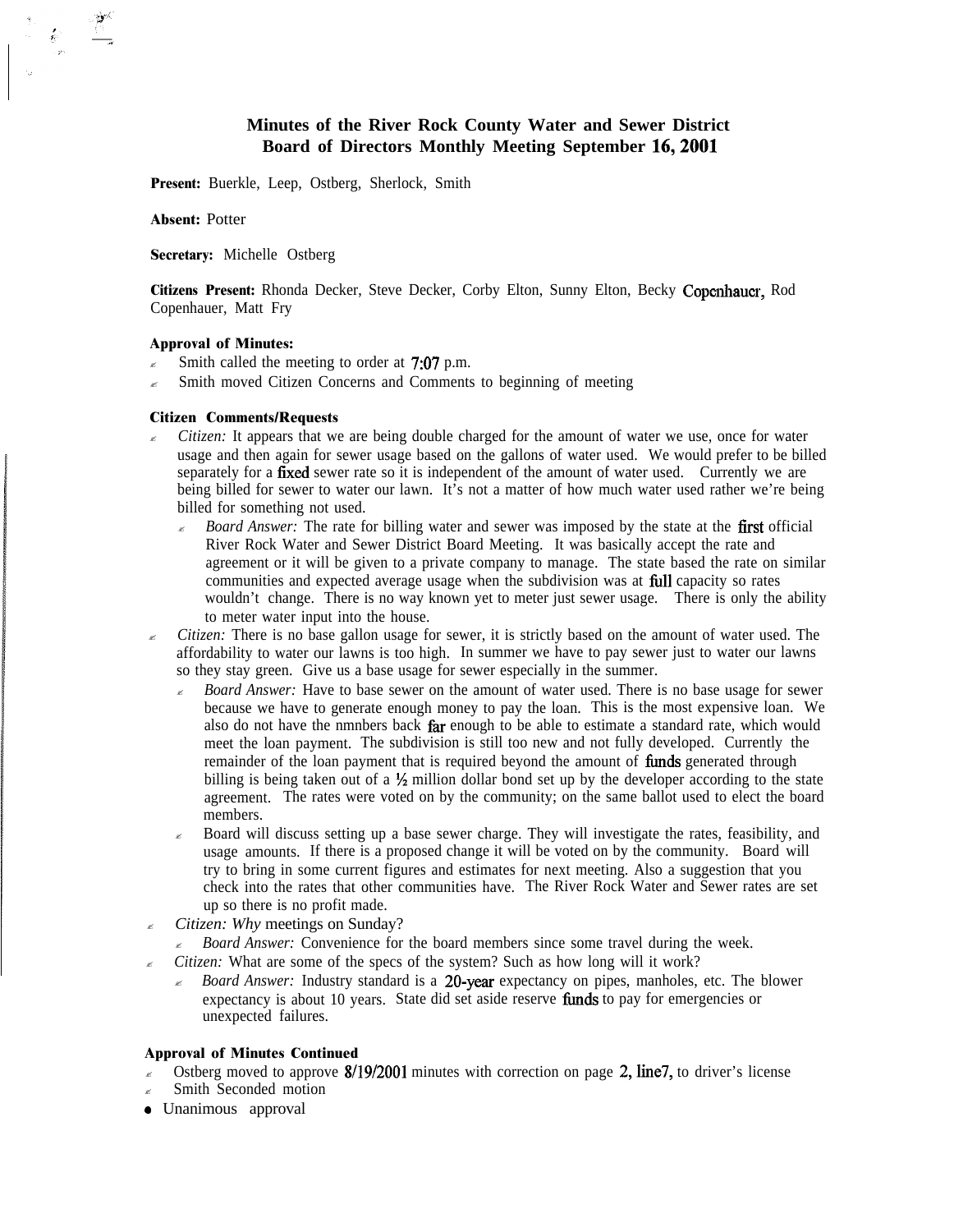# Minutes of the River Rock County Water and Sewer District Board of Directors Monthly Meeting September 16, 2001

**Present:** Buerkle, Leep, Ostberg, Sherlock, Smith

**Absent:** Potter

**Secretary:** Michelle Ostberg

**Citizens Present:** Rhonda Decker, Steve Decker, Corby Elton, Sunny Elton, Becky Copcnhaucr, Rod Copenhauer, Matt Fry

### Approval of Minutes:

- Smith called the meeting to order at 7:07 p.m.
- Smith moved Citizen Concerns and Comments to beginning of meeting

### Citizen Comments/Requests

- *Citizen:* It appears that we are being double charged for the amount of water we use, once for water usage and then again for sewer usage based on the gallons of water used. We would prefer to be billed separately for a fixed sewer rate so it is independent of the amount of water used. Currently we are being billed for sewer to water our lawn. It's not a matter of how much water used rather we're being billed for something not used.
  - *Board Answer:* The rate for billing water and sewer was imposed by the state at the first official River Rock Water and Sewer District Board Meeting. It was basically accept the rate and agreement or it will be given to a private company to manage. The state based the rate on similar communities and expected average usage when the subdivision was at full capacity so rates wouldn't change. There is no way known yet to meter just sewer usage. There is only the ability to meter water input into the house.
- *Citizen:* There is no base gallon usage for sewer, it is strictly based on the amount of water used. The affordability to water our lawns is too high. In summer we have to pay sewer just to water our lawns so they stay green. Give us a base usage for sewer especially in the summer.
  - *Board Answer:* Have to base sewer on the amount of water used. There is no base usage for sewer because we have to generate enough money to pay the loan. This is the most expensive loan. We also do not have the nmnbers back far enough to be able to estimate a standard rate, which would meet the loan payment. The subdivision is still too new and not fully developed. Currently the remainder of the loan payment that is required beyond the amount of funds generated through billing is being taken out of a ½ million dollar bond set up by the developer according to the state agreement. The rates were voted on by the community; on the same ballot used to elect the board members.
  - Board will discuss setting up a base sewer charge. They will investigate the rates, feasibility, and usage amounts. If there is a proposed change it will be voted on by the community. Board will try to bring in some current figures and estimates for next meeting. Also a suggestion that you check into the rates that other communities have. The River Rock Water and Sewer rates are set up so there is no profit made.
- *Citizen: Why* meetings on Sunday?
  - *Board Answer:* Convenience for the board members since some travel during the week.
- *Citizen:* What are some of the specs of the system? Such as how long will it work?
  - *Board Answer:* Industry standard is a 20-year expectancy on pipes, manholes, etc. The blower expectancy is about 10 years. State did set aside reserve funds to pay for emergencies or unexpected failures.

### Approval of Minutes Continued

- Ostberg moved to approve 8/19/2001 minutes with correction on page 2, line7, to driver's license
- Smith Seconded motion
- Unanimous approval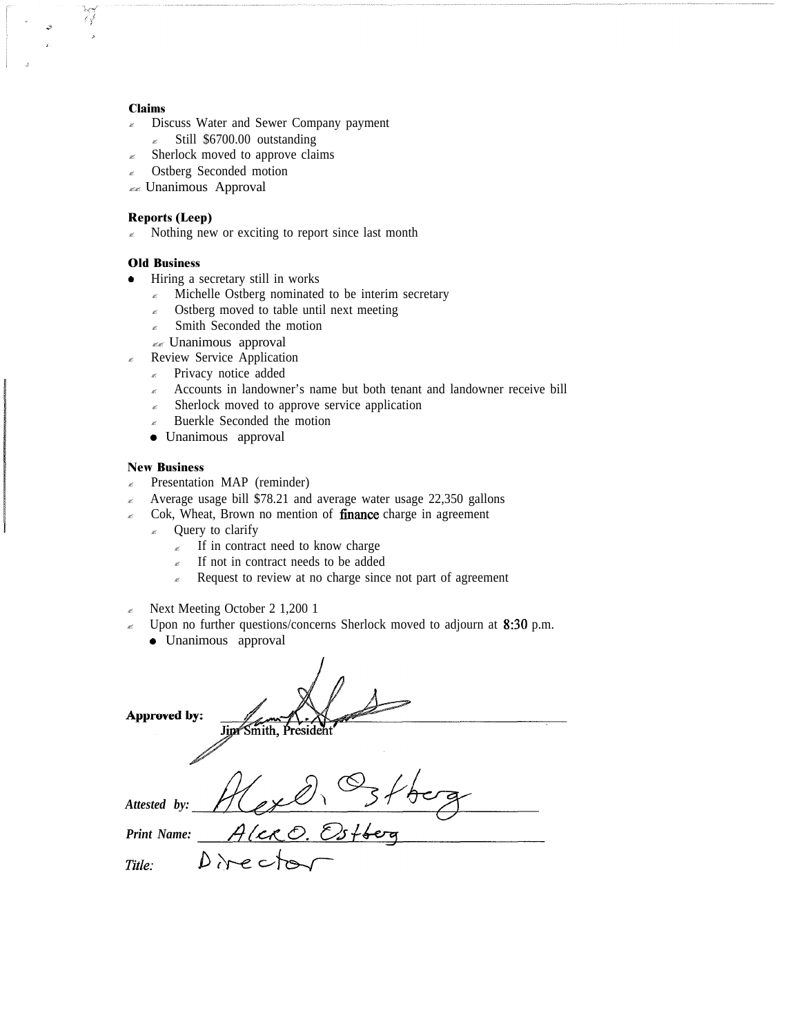**Claims**

- Discuss Water and Sewer Company payment
  - Still $6700.00 outstanding
- Sherlock moved to approve claims
- Ostberg Seconded motion
- Unanimous Approval

**Reports (Leep)**

- Nothing new or exciting to report since last month

**Old Business**

- Hiring a secretary still in works
  - Michelle Ostberg nominated to be interim secretary
  - Ostberg moved to table until next meeting
  - Smith Seconded the motion
  - Unanimous approval
- Review Service Application
  - Privacy notice added
  - Accounts in landowner's name but both tenant and landowner receive bill
  - Sherlock moved to approve service application
  - Buerkle Seconded the motion
  - Unanimous approval

**New Business**

- Presentation MAP (reminder)
- Average usage bill $78.21 and average water usage 22,350 gallons
- Cok, Wheat, Brown no mention of finance charge in agreement
  - Query to clarify
    - If in contract need to know charge
    - If not in contract needs to be added
    - Request to review at no charge since not part of agreement

- Next Meeting October 2 1,200 1
- Upon no further questions/concerns Sherlock moved to adjourn at 8:30 p.m.
  - Unanimous approval

**Approved by:** ______________________
Jim Smith, President

*Attested by:* Alex O. Ostberg

*Print Name:* Alex O. Ostberg

*Title:* Director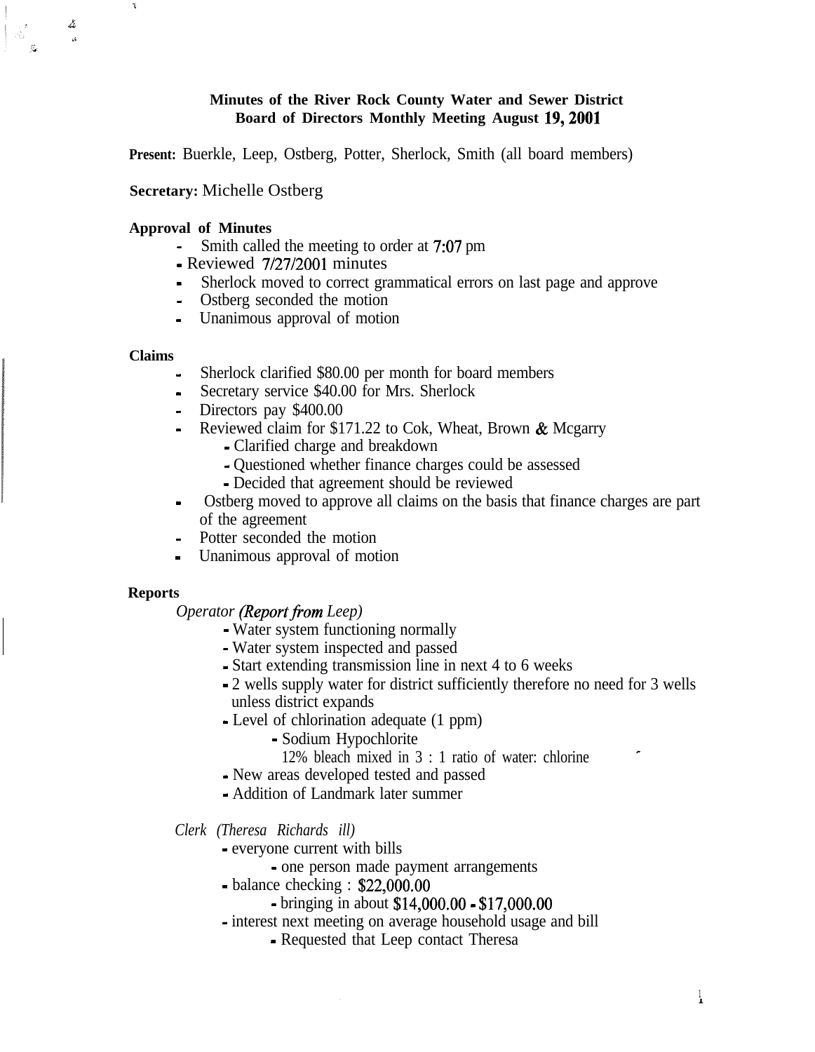**Minutes of the River Rock County Water and Sewer District Board of Directors Monthly Meeting August 19, 2001**

**Present:** Buerkle, Leep, Ostberg, Potter, Sherlock, Smith (all board members)

**Secretary:** Michelle Ostberg

**Approval of Minutes**

- Smith called the meeting to order at 7:07 pm
- Reviewed 7/27/2001 minutes
- Sherlock moved to correct grammatical errors on last page and approve
- Ostberg seconded the motion
- Unanimous approval of motion

**Claims**

- Sherlock clarified $80.00 per month for board members
- Secretary service $40.00 for Mrs. Sherlock
- Directors pay $400.00
- Reviewed claim for $171.22 to Cok, Wheat, Brown & Mcgarry
  - Clarified charge and breakdown
  - Questioned whether finance charges could be assessed
  - Decided that agreement should be reviewed
- Ostberg moved to approve all claims on the basis that finance charges are part of the agreement
- Potter seconded the motion
- Unanimous approval of motion

**Reports**

*Operator (Report from Leep)*

- Water system functioning normally
- Water system inspected and passed
- Start extending transmission line in next 4 to 6 weeks
- 2 wells supply water for district sufficiently therefore no need for 3 wells unless district expands
- Level of chlorination adequate (1 ppm)
  - Sodium Hypochlorite
    12% bleach mixed in 3 : 1 ratio of water: chlorine
- New areas developed tested and passed
- Addition of Landmark later summer

*Clerk (Theresa Richards ill)*

- everyone current with bills
  - one person made payment arrangements
- balance checking : $22,000.00
  - bringing in about $14,000.00 - $17,000.00
- interest next meeting on average household usage and bill
  - Requested that Leep contact Theresa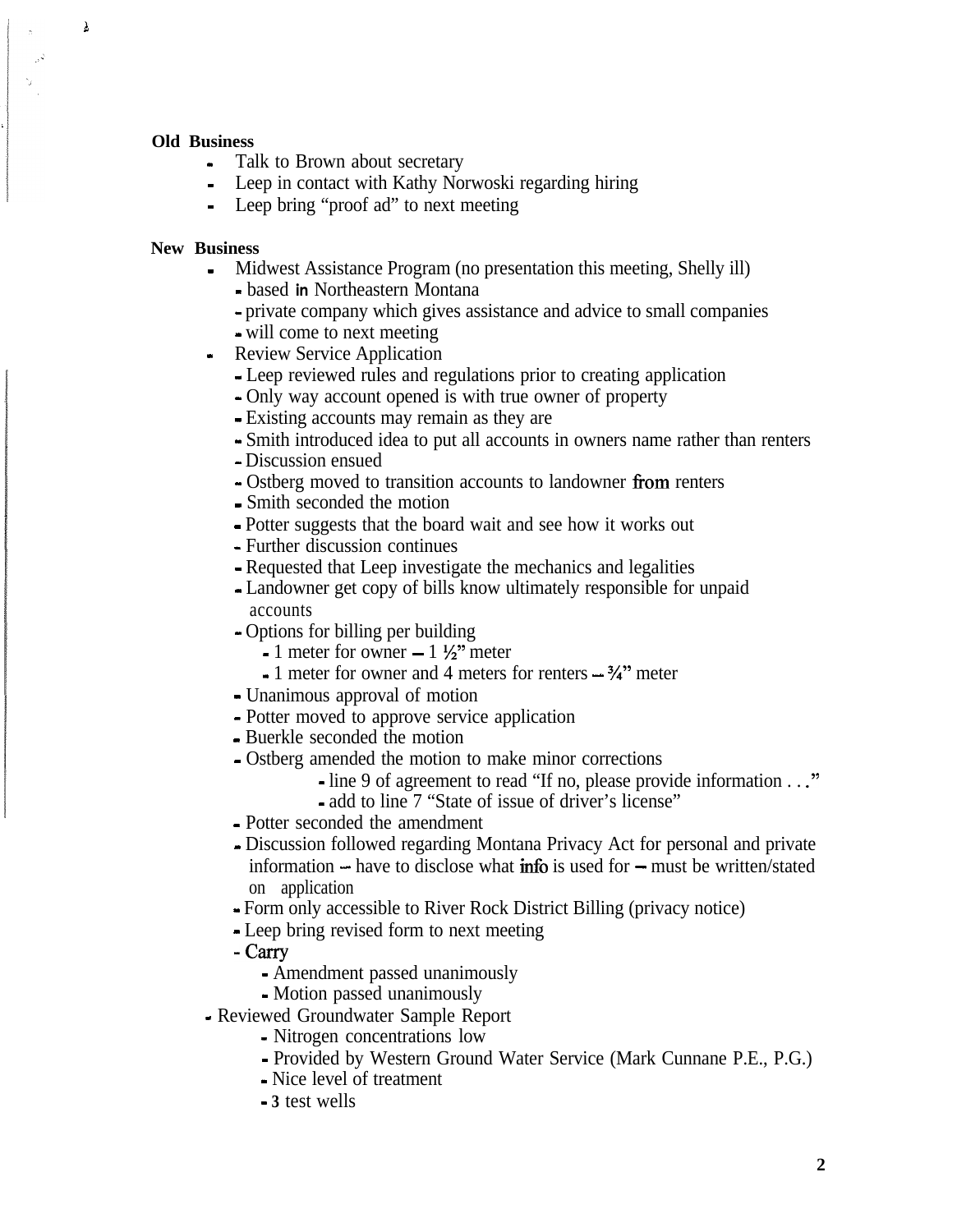**Old Business**

- Talk to Brown about secretary
- Leep in contact with Kathy Norwoski regarding hiring
- Leep bring "proof ad" to next meeting

**New Business**

- Midwest Assistance Program (no presentation this meeting, Shelly ill)
  - based in Northeastern Montana
  - private company which gives assistance and advice to small companies
  - will come to next meeting
- Review Service Application
  - Leep reviewed rules and regulations prior to creating application
  - Only way account opened is with true owner of property
  - Existing accounts may remain as they are
  - Smith introduced idea to put all accounts in owners name rather than renters
  - Discussion ensued
  - Ostberg moved to transition accounts to landowner from renters
  - Smith seconded the motion
  - Potter suggests that the board wait and see how it works out
  - Further discussion continues
  - Requested that Leep investigate the mechanics and legalities
  - Landowner get copy of bills know ultimately responsible for unpaid accounts
  - Options for billing per building
    - 1 meter for owner – 1 ½" meter
    - 1 meter for owner and 4 meters for renters – ¾" meter
  - Unanimous approval of motion
  - Potter moved to approve service application
  - Buerkle seconded the motion
  - Ostberg amended the motion to make minor corrections
    - line 9 of agreement to read "If no, please provide information . . ."
    - add to line 7 "State of issue of driver's license"
  - Potter seconded the amendment
  - Discussion followed regarding Montana Privacy Act for personal and private information – have to disclose what info is used for – must be written/stated on application
  - Form only accessible to River Rock District Billing (privacy notice)
  - Leep bring revised form to next meeting
  - Carry
    - Amendment passed unanimously
    - Motion passed unanimously
- Reviewed Groundwater Sample Report
  - Nitrogen concentrations low
  - Provided by Western Ground Water Service (Mark Cunnane P.E., P.G.)
  - Nice level of treatment
  - 3 test wells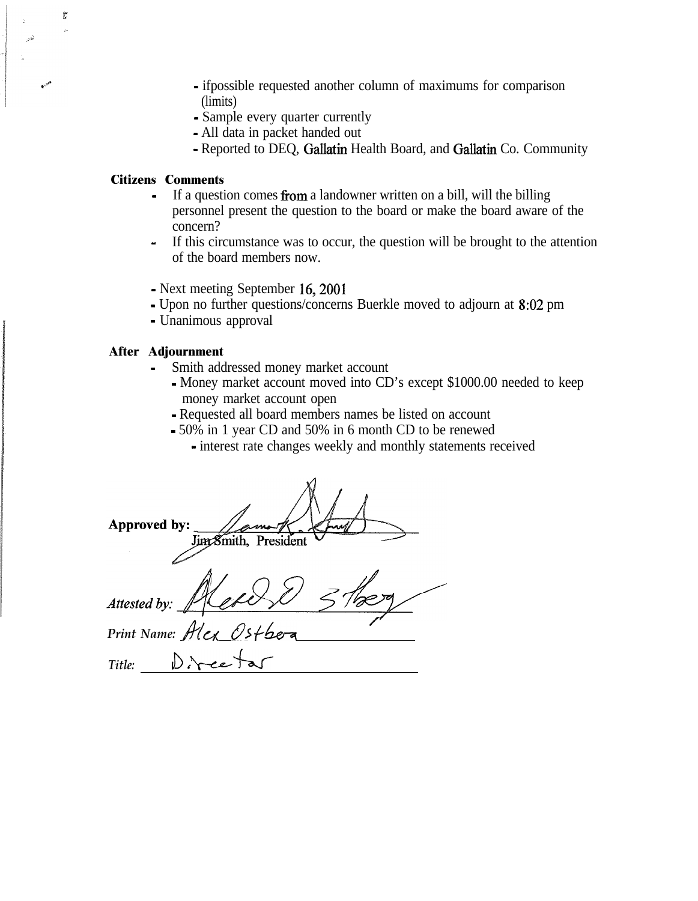- ifpossible requested another column of maximums for comparison (limits)
- Sample every quarter currently
- All data in packet handed out
- Reported to DEQ, Gallatin Health Board, and Gallatin Co. Community

**Citizens Comments**

- If a question comes from a landowner written on a bill, will the billing personnel present the question to the board or make the board aware of the concern?
- If this circumstance was to occur, the question will be brought to the attention of the board members now.

- Next meeting September 16, 2001
- Upon no further questions/concerns Buerkle moved to adjourn at 8:02 pm
- Unanimous approval

**After Adjournment**

- Smith addressed money market account
  - Money market account moved into CD's except $1000.00 needed to keep money market account open
  - Requested all board members names be listed on account
  - 50% in 1 year CD and 50% in 6 month CD to be renewed
    - interest rate changes weekly and monthly statements received

**Approved by:** ______________________
Jim Smith, President

*Attested by:* ______________________

*Print Name:* Alex Ostbera

*Title:* Director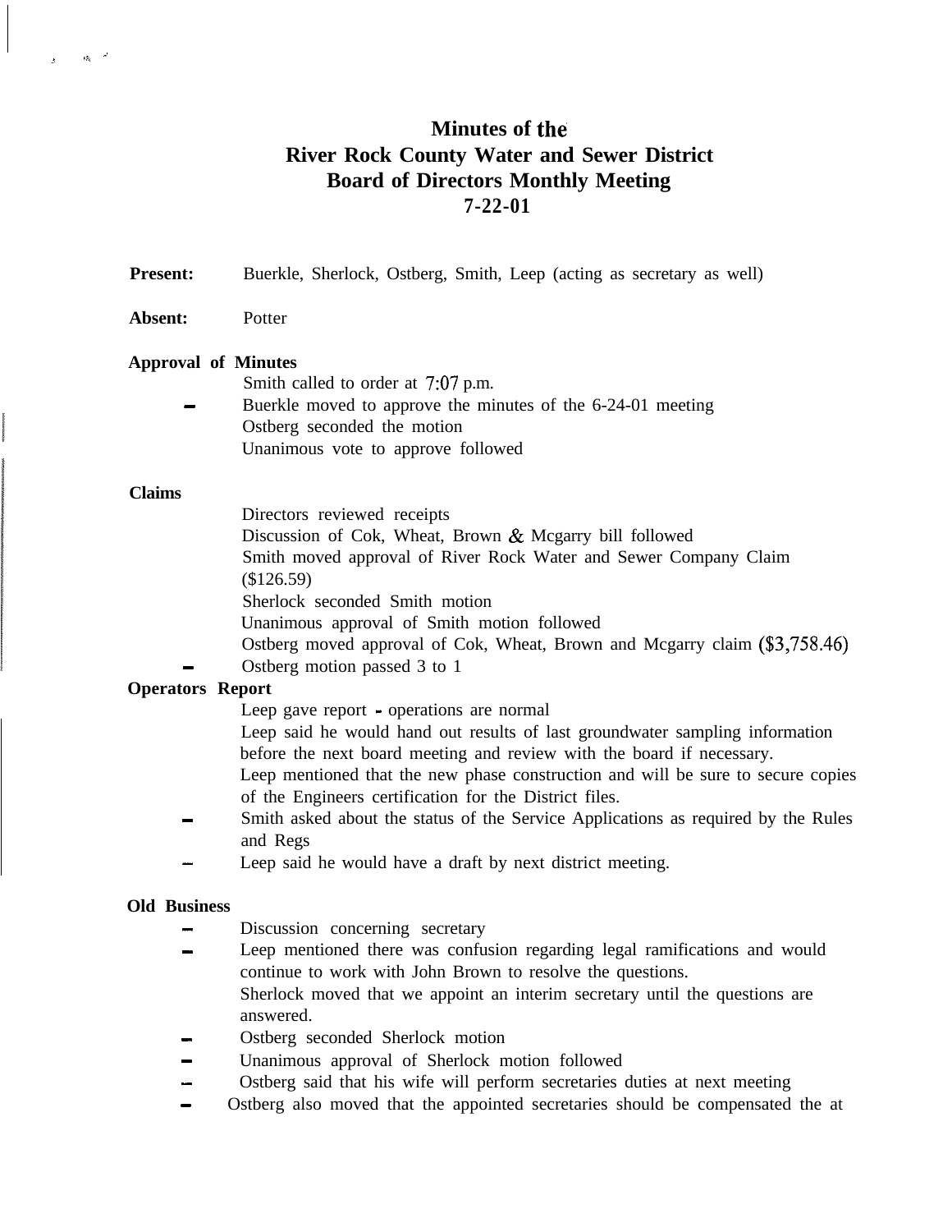# Minutes of the
# River Rock County Water and Sewer District
# Board of Directors Monthly Meeting
# 7-22-01

**Present:** Buerkle, Sherlock, Ostberg, Smith, Leep (acting as secretary as well)

**Absent:** Potter

**Approval of Minutes**

Smith called to order at 7:07 p.m.

- Buerkle moved to approve the minutes of the 6-24-01 meeting
  Ostberg seconded the motion
  Unanimous vote to approve followed

**Claims**

Directors reviewed receipts
Discussion of Cok, Wheat, Brown & Mcgarry bill followed
Smith moved approval of River Rock Water and Sewer Company Claim ($126.59)
Sherlock seconded Smith motion
Unanimous approval of Smith motion followed
Ostberg moved approval of Cok, Wheat, Brown and Mcgarry claim ($3,758.46)

- Ostberg motion passed 3 to 1

**Operators Report**

Leep gave report - operations are normal
Leep said he would hand out results of last groundwater sampling information before the next board meeting and review with the board if necessary.
Leep mentioned that the new phase construction and will be sure to secure copies of the Engineers certification for the District files.

- Smith asked about the status of the Service Applications as required by the Rules and Regs
- Leep said he would have a draft by next district meeting.

**Old Business**

- Discussion concerning secretary
- Leep mentioned there was confusion regarding legal ramifications and would continue to work with John Brown to resolve the questions.
  Sherlock moved that we appoint an interim secretary until the questions are answered.
- Ostberg seconded Sherlock motion
- Unanimous approval of Sherlock motion followed
- Ostberg said that his wife will perform secretaries duties at next meeting
- Ostberg also moved that the appointed secretaries should be compensated the at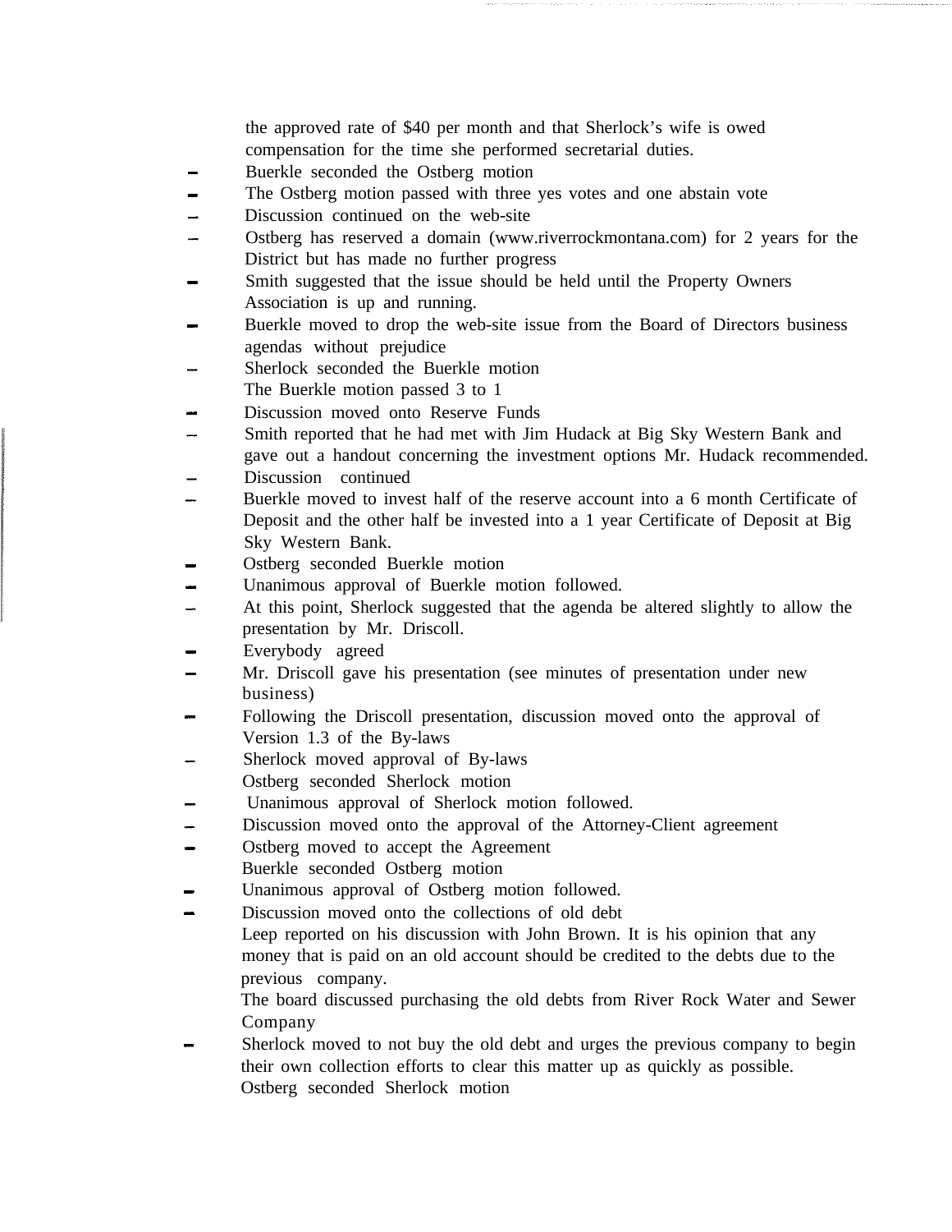the approved rate of $40 per month and that Sherlock's wife is owed compensation for the time she performed secretarial duties.

- Buerkle seconded the Ostberg motion
- The Ostberg motion passed with three yes votes and one abstain vote
- Discussion continued on the web-site
- Ostberg has reserved a domain (www.riverrockmontana.com) for 2 years for the District but has made no further progress
- Smith suggested that the issue should be held until the Property Owners Association is up and running.
- Buerkle moved to drop the web-site issue from the Board of Directors business agendas without prejudice
- Sherlock seconded the Buerkle motion
  The Buerkle motion passed 3 to 1
- Discussion moved onto Reserve Funds
- Smith reported that he had met with Jim Hudack at Big Sky Western Bank and gave out a handout concerning the investment options Mr. Hudack recommended.
- Discussion continued
- Buerkle moved to invest half of the reserve account into a 6 month Certificate of Deposit and the other half be invested into a 1 year Certificate of Deposit at Big Sky Western Bank.
- Ostberg seconded Buerkle motion
- Unanimous approval of Buerkle motion followed.
- At this point, Sherlock suggested that the agenda be altered slightly to allow the presentation by Mr. Driscoll.
- Everybody agreed
- Mr. Driscoll gave his presentation (see minutes of presentation under new business)
- Following the Driscoll presentation, discussion moved onto the approval of Version 1.3 of the By-laws
- Sherlock moved approval of By-laws
  Ostberg seconded Sherlock motion
- Unanimous approval of Sherlock motion followed.
- Discussion moved onto the approval of the Attorney-Client agreement
- Ostberg moved to accept the Agreement
  Buerkle seconded Ostberg motion
- Unanimous approval of Ostberg motion followed.
- Discussion moved onto the collections of old debt
  Leep reported on his discussion with John Brown. It is his opinion that any money that is paid on an old account should be credited to the debts due to the previous company.
  The board discussed purchasing the old debts from River Rock Water and Sewer Company
- Sherlock moved to not buy the old debt and urges the previous company to begin their own collection efforts to clear this matter up as quickly as possible.
  Ostberg seconded Sherlock motion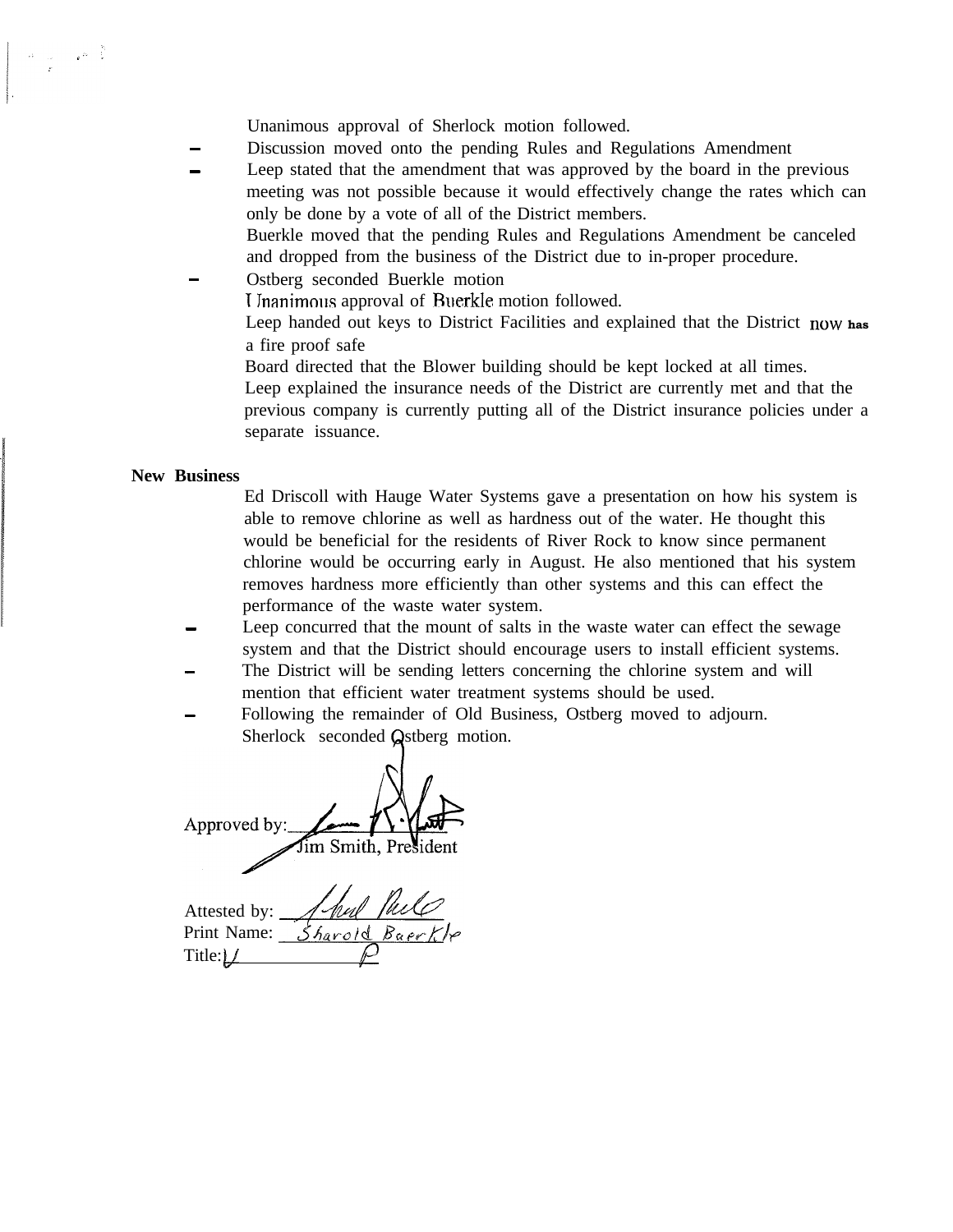Unanimous approval of Sherlock motion followed.

- Discussion moved onto the pending Rules and Regulations Amendment
- Leep stated that the amendment that was approved by the board in the previous meeting was not possible because it would effectively change the rates which can only be done by a vote of all of the District members.

  Buerkle moved that the pending Rules and Regulations Amendment be canceled and dropped from the business of the District due to in-proper procedure.
- Ostberg seconded Buerkle motion

  Unanimous approval of Buerkle motion followed.

  Leep handed out keys to District Facilities and explained that the District now has a fire proof safe

  Board directed that the Blower building should be kept locked at all times.

  Leep explained the insurance needs of the District are currently met and that the previous company is currently putting all of the District insurance policies under a separate issuance.

**New Business**

Ed Driscoll with Hauge Water Systems gave a presentation on how his system is able to remove chlorine as well as hardness out of the water. He thought this would be beneficial for the residents of River Rock to know since permanent chlorine would be occurring early in August. He also mentioned that his system removes hardness more efficiently than other systems and this can effect the performance of the waste water system.

- Leep concurred that the mount of salts in the waste water can effect the sewage system and that the District should encourage users to install efficient systems.
- The District will be sending letters concerning the chlorine system and will mention that efficient water treatment systems should be used.
- Following the remainder of Old Business, Ostberg moved to adjourn.

  Sherlock seconded Ostberg motion.

Approved by: ______________
Jim Smith, President

Attested by: ______________
Print Name: Sharold Buerkle
Title: V P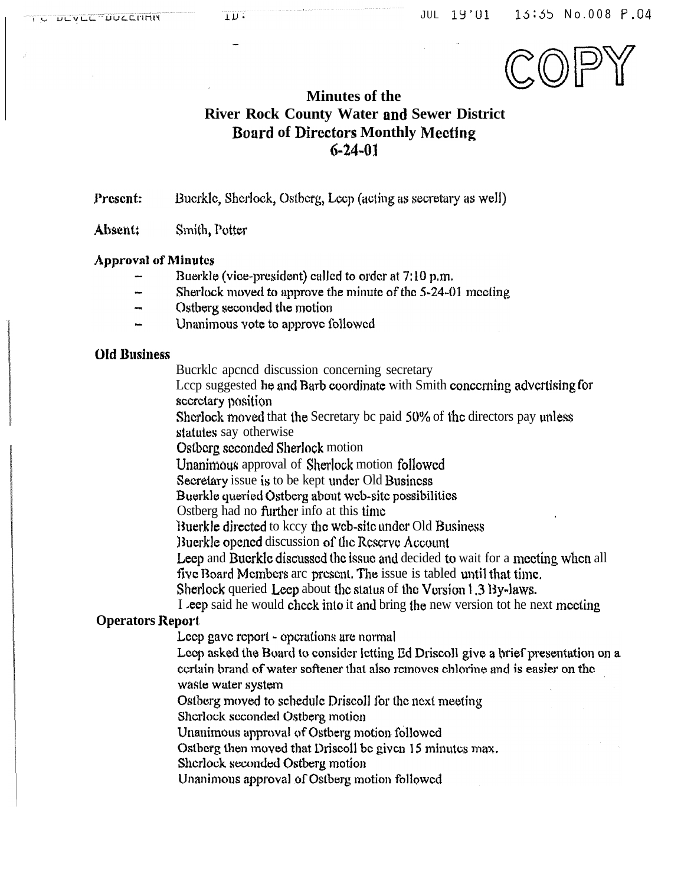COPY

# Minutes of the River Rock County Water and Sewer District Board of Directors Monthly Meeting 6-24-01

**Present:** Buerkle, Sherlock, Ostberg, Leep (acting as secretary as well)

**Absent:** Smith, Potter

### Approval of Minutes

- Buerkle (vice-president) called to order at 7:10 p.m.
- Sherlock moved to approve the minute of the 5-24-01 meeting
- Ostberg seconded the motion
- Unanimous vote to approve followed

### Old Business

Buerkle apened discussion concerning secretary
Leep suggested he and Barb coordinate with Smith concerning advertising for secretary position
Sherlock moved that the Secretary be paid 50% of the directors pay unless statutes say otherwise
Ostberg seconded Sherlock motion
Unanimous approval of Sherlock motion followed
Secretary issue is to be kept under Old Business
Buerkle queried Ostberg about web-site possibilities
Ostberg had no further info at this time
Buerkle directed to keey the web-site under Old Business
Buerkle opened discussion of the Reserve Account
Leep and Buerkle discussed the issue and decided to wait for a meeting when all five Board Members are present. The issue is tabled until that time.
Sherlock queried Leep about the status of the Version 1.3 By-laws.
Leep said he would check into it and bring the new version tot he next meeting

### Operators Report

Leep gave report - operations are normal
Leep asked the Board to consider letting Ed Driscoll give a brief presentation on a certain brand of water softener that also removes chlorine and is easier on the waste water system
Ostberg moved to schedule Driscoll for the next meeting
Sherlock seconded Ostberg motion
Unanimous approval of Ostberg motion followed
Ostberg then moved that Driscoll be given 15 minutes max.
Sherlock seconded Ostberg motion
Unanimous approval of Ostberg motion followed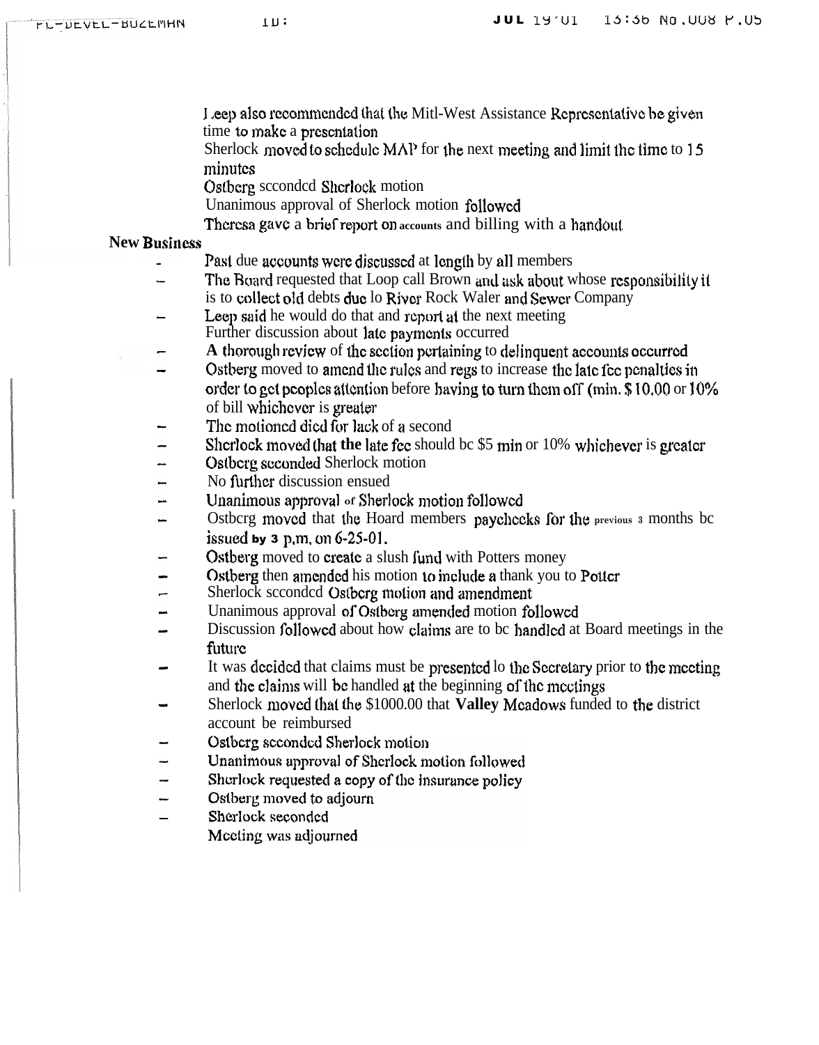Leep also recommended that the Mitl-West Assistance Representative be given time to make a presentation

Sherlock moved to schedule MAP for the next meeting and limit the time to 15 minutes

Ostberg seconded Sherlock motion

Unanimous approval of Sherlock motion followed

Theresa gave a brief report on accounts and billing with a handout

**New Business**

- Past due accounts were discussed at length by all members
- The Board requested that Loop call Brown and ask about whose responsibility it is to collect old debts due lo River Rock Waler and Sewer Company
- Leep said he would do that and report at the next meeting
  Further discussion about late payments occurred
- A thorough review of the section pertaining to delinquent accounts occurred
- Ostberg moved to amend the rules and regs to increase the late fee penalties in order to get peoples attention before having to turn them off (min. $10.00 or 10% of bill whichever is greater
- The motioned died for lack of a second
- Sherlock moved that **the** late fee should bc $5 min or 10% whichever is greater
- Ostberg seconded Sherlock motion
- No further discussion ensued
- Unanimous approval of Sherlock motion followed
- Ostbcrg moved that the Hoard members paychecks for the previous 3 months bc issued by 3 p.m. on 6-25-01.
- Ostberg moved to create a slush fund with Potters money
- Ostberg then amended his motion to include a thank you to Potter
- Sherlock seconded Ostberg motion and amendment
- Unanimous approval of Ostberg amended motion followed
- Discussion followed about how claims are to bc handled at Board meetings in the future
- It was decided that claims must be presented lo the Secretary prior to the meeting and the claims will be handled at the beginning of the meetings
- Sherlock moved that the $1000.00 that **Valley** Meadows funded to the district account be reimbursed
- Ostberg seconded Sherlock motion
- Unanimous approval of Sherlock motion followed
- Sherlock requested a copy of the insurance policy
- Ostberg moved to adjourn
- Sherlock seconded

  Meeting was adjourned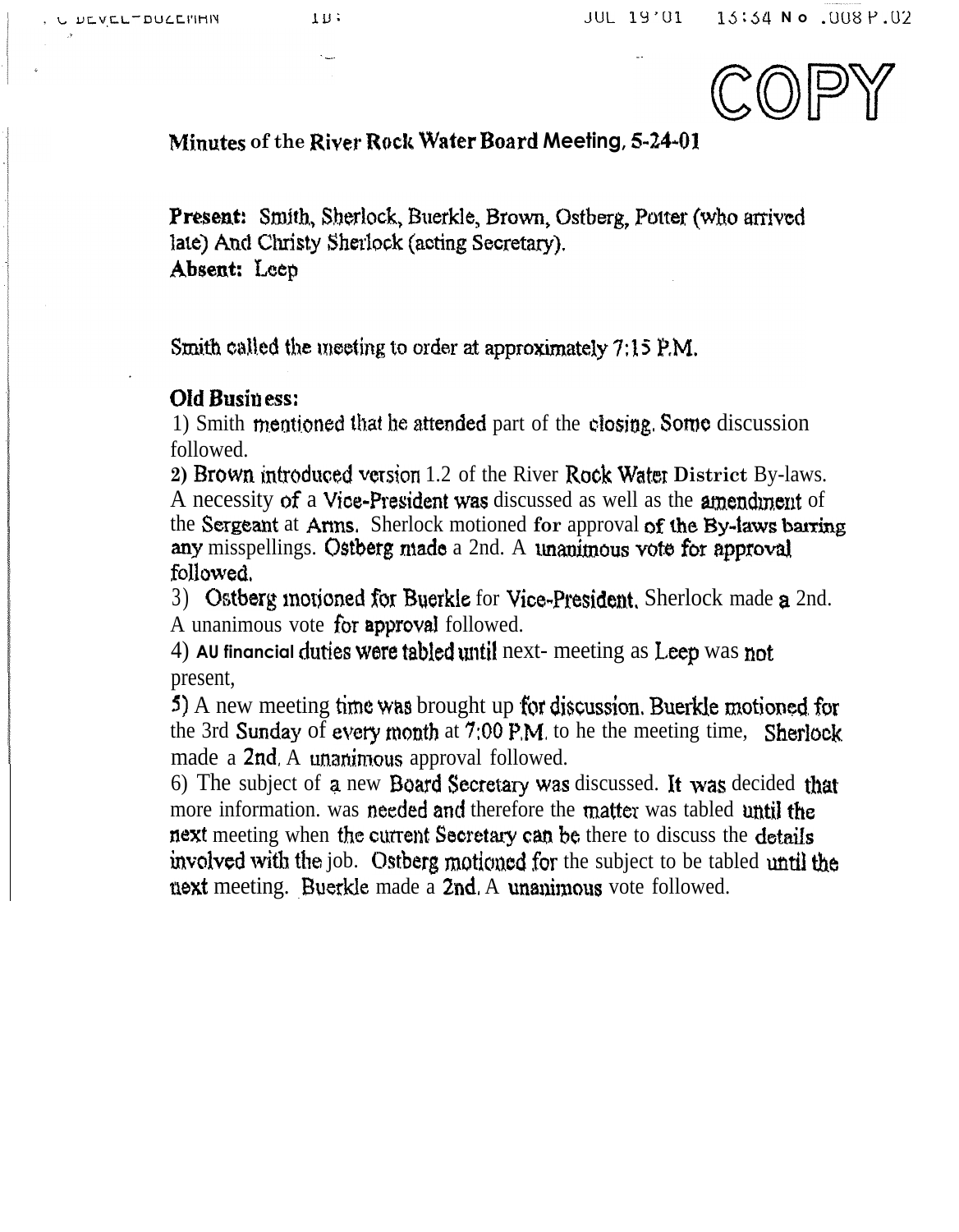COPY

# Minutes of the River Rock Water Board Meeting, 5-24-01

**Present:** Smith, Sherlock, Buerkle, Brown, Ostberg, Potter (who arrived late) And Christy Sherlock (acting Secretary).
**Absent:** Leep

Smith called the meeting to order at approximately 7:15 P.M.

**Old Business:**

1) Smith mentioned that he attended part of the closing. Some discussion followed.
2) Brown introduced version 1.2 of the River Rock Water District By-laws. A necessity of a Vice-President was discussed as well as the amendment of the Sergeant at Arms. Sherlock motioned for approval of the By-laws barring any misspellings. Ostberg made a 2nd. A unanimous vote for approval followed.
3) Ostberg motioned for Buerkle for Vice-President. Sherlock made a 2nd. A unanimous vote for approval followed.
4) AU financial duties were tabled until next- meeting as Leep was not present,
5) A new meeting time was brought up for discussion. Buerkle motioned for the 3rd Sunday of every month at 7:00 P.M. to he the meeting time, Sherlock made a 2nd. A unanimous approval followed.
6) The subject of a new Board Secretary was discussed. It was decided that more information. was needed and therefore the matter was tabled until the next meeting when the current Secretary can be there to discuss the details involved with the job. Ostberg motioned for the subject to be tabled until the next meeting. Buerkle made a 2nd. A unanimous vote followed.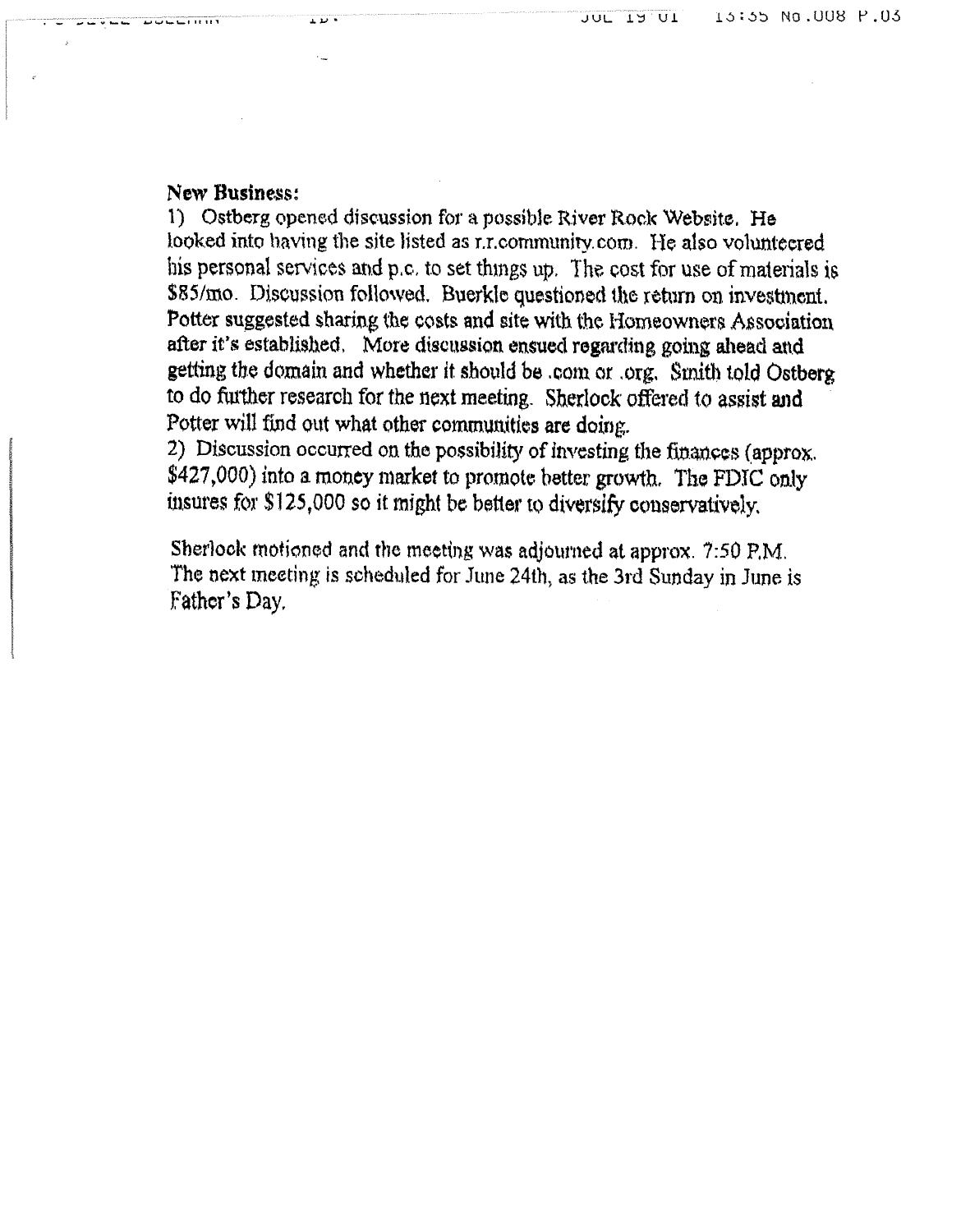**New Business:**

1) Ostberg opened discussion for a possible River Rock Website. He looked into having the site listed as r.r.community.com. He also volunteered his personal services and p.c. to set things up. The cost for use of materials is $85/mo. Discussion followed. Buerkle questioned the return on investment. Potter suggested sharing the costs and site with the Homeowners Association after it's established. More discussion ensued regarding going ahead and getting the domain and whether it should be .com or .org. Smith told Ostberg to do further research for the next meeting. Sherlock offered to assist and Potter will find out what other communities are doing.

2) Discussion occurred on the possibility of investing the finances (approx. $427,000) into a money market to promote better growth. The FDIC only insures for $125,000 so it might be better to diversify conservatively.

Sherlock motioned and the meeting was adjourned at approx. 7:50 P.M. The next meeting is scheduled for June 24th, as the 3rd Sunday in June is Father's Day.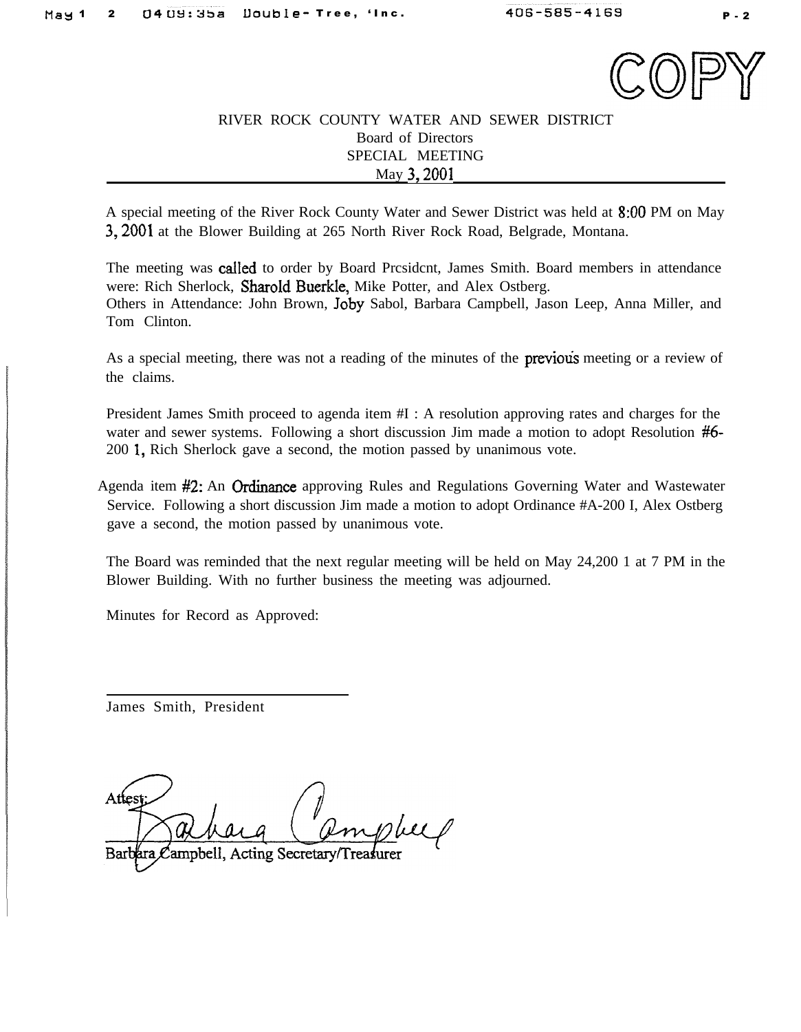COPY

# RIVER ROCK COUNTY WATER AND SEWER DISTRICT
## Board of Directors
## SPECIAL MEETING
## May 3, 2001

A special meeting of the River Rock County Water and Sewer District was held at 8:00 PM on May 3, 2001 at the Blower Building at 265 North River Rock Road, Belgrade, Montana.

The meeting was called to order by Board Prcsidcnt, James Smith. Board members in attendance were: Rich Sherlock, Sharold Buerkle, Mike Potter, and Alex Ostberg.
Others in Attendance: John Brown, Joby Sabol, Barbara Campbell, Jason Leep, Anna Miller, and Tom Clinton.

As a special meeting, there was not a reading of the minutes of the previous meeting or a review of the claims.

President James Smith proceed to agenda item #I : A resolution approving rates and charges for the water and sewer systems. Following a short discussion Jim made a motion to adopt Resolution #6-200 1, Rich Sherlock gave a second, the motion passed by unanimous vote.

Agenda item #2: An Ordinance approving Rules and Regulations Governing Water and Wastewater Service. Following a short discussion Jim made a motion to adopt Ordinance #A-200 I, Alex Ostberg gave a second, the motion passed by unanimous vote.

The Board was reminded that the next regular meeting will be held on May 24,200 1 at 7 PM in the Blower Building. With no further business the meeting was adjourned.

Minutes for Record as Approved:

\_\_\_\_\_\_\_\_\_\_\_\_\_\_\_\_\_\_\_\_\_\_\_\_\_\_\_\_\_\_

James Smith, President

Attest: Barbara Campbell

Barbara Campbell, Acting Secretary/Treasurer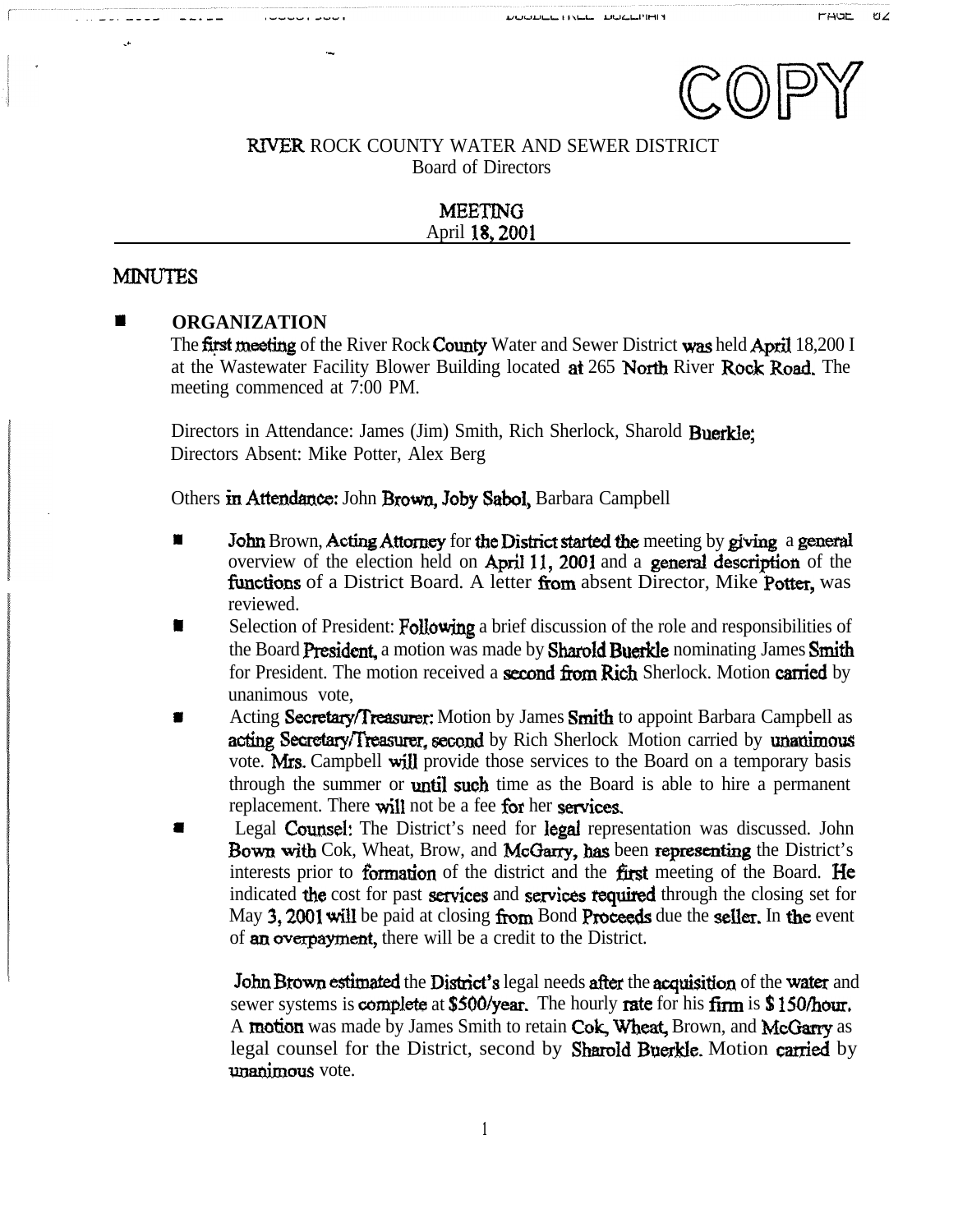COPY

RIVER ROCK COUNTY WATER AND SEWER DISTRICT
Board of Directors

MEETING
April 18, 2001

# MINUTES

- **ORGANIZATION**

  The first meeting of the River Rock County Water and Sewer District was held April 18,200 I at the Wastewater Facility Blower Building located at 265 North River Rock Road. The meeting commenced at 7:00 PM.

  Directors in Attendance: James (Jim) Smith, Rich Sherlock, Sharold Buerkle;
  Directors Absent: Mike Potter, Alex Berg

  Others in Attendance: John Brown, Joby Sabol, Barbara Campbell

  - John Brown, Acting Attorney for the District started the meeting by giving a general overview of the election held on April 11, 2001 and a general description of the functions of a District Board. A letter from absent Director, Mike Potter, was reviewed.
  - Selection of President: Following a brief discussion of the role and responsibilities of the Board President, a motion was made by Sharold Buerkle nominating James Smith for President. The motion received a second from Rich Sherlock. Motion carried by unanimous vote,
  - Acting Secretary/Treasurer: Motion by James Smith to appoint Barbara Campbell as acting Secretary/Treasurer, second by Rich Sherlock Motion carried by unanimous vote. Mrs. Campbell will provide those services to the Board on a temporary basis through the summer or until such time as the Board is able to hire a permanent replacement. There will not be a fee for her services.
  - Legal Counsel: The District's need for legal representation was discussed. John Bown with Cok, Wheat, Brow, and McGarry, has been representing the District's interests prior to formation of the district and the first meeting of the Board. He indicated the cost for past services and services required through the closing set for May 3, 2001 will be paid at closing from Bond Proceeds due the seller. In the event of an overpayment, there will be a credit to the District.

    John Brown estimated the District's legal needs after the acquisition of the water and sewer systems is complete at $500/year. The hourly rate for his firm is $150/hour. A motion was made by James Smith to retain Cok, Wheat, Brown, and McGarry as legal counsel for the District, second by Sharold Buerkle. Motion carried by unanimous vote.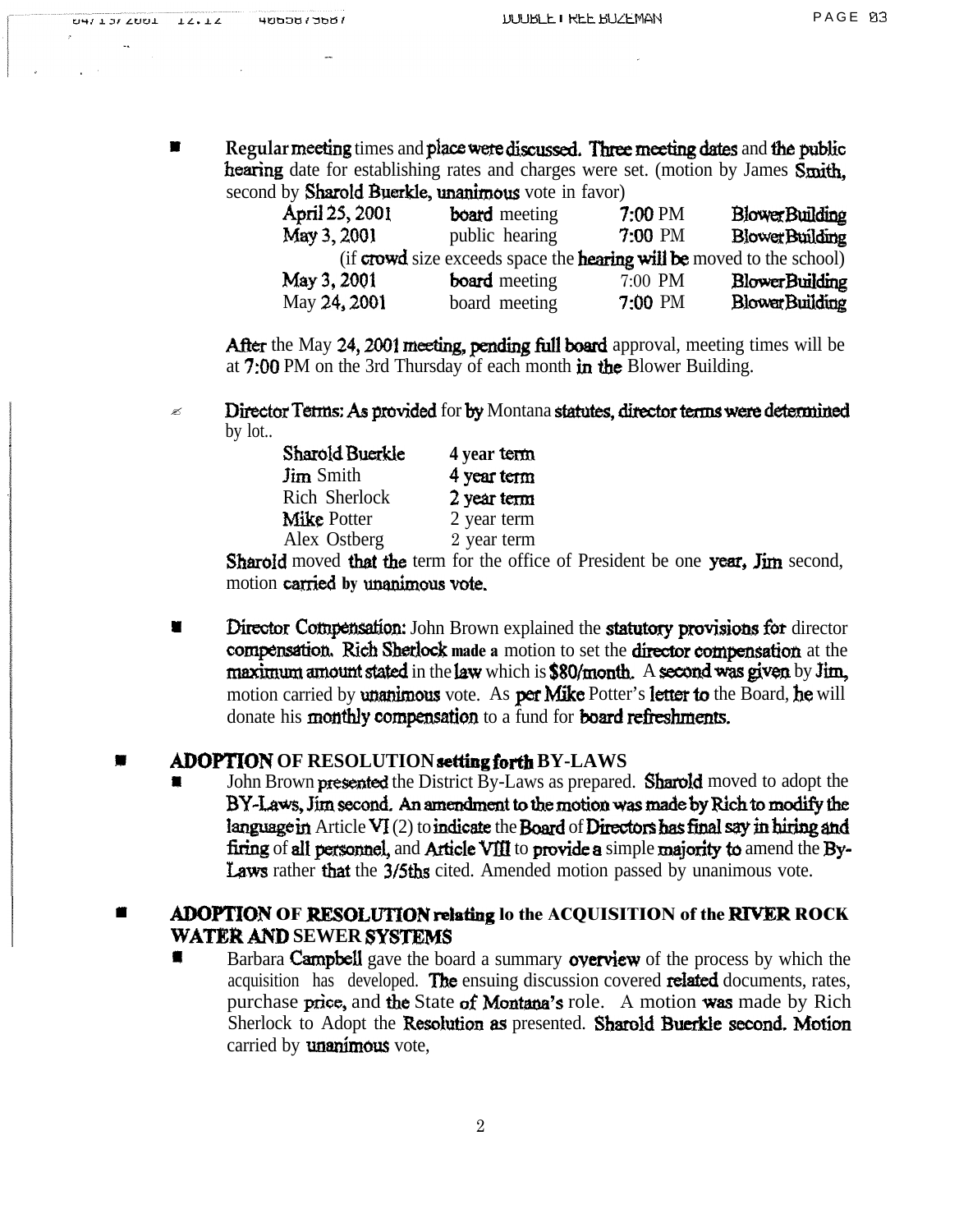- Regular meeting times and place were discussed. Three meeting dates and the public hearing date for establishing rates and charges were set. (motion by James Smith, second by Sharold Buerkle, unanimous vote in favor)

| | | | |
|---|---|---|---|
| April 25, 2001 | board meeting | 7:00 PM | Blower Building |
| May 3, 2001 | public hearing | 7:00 PM | Blower Building |
| (if crowd size exceeds space the hearing will be moved to the school) | | | |
| May 3, 2001 | board meeting | 7:00 PM | Blower Building |
| May 24, 2001 | board meeting | 7:00 PM | Blower Building |

  After the May 24, 2001 meeting, pending full board approval, meeting times will be at 7:00 PM on the 3rd Thursday of each month in the Blower Building.

- Director Terms: As provided for by Montana statutes, director terms were determined by lot..

| | |
|---|---|
| Sharold Buerkle | 4 year term |
| Jim Smith | 4 year term |
| Rich Sherlock | 2 year term |
| Mike Potter | 2 year term |
| Alex Ostberg | 2 year term |

  Sharold moved that the term for the office of President be one year, Jim second, motion carried by unanimous vote.

- Director Compensation: John Brown explained the statutory provisions for director compensation. Rich Sherlock made a motion to set the director compensation at the maximum amount stated in the law which is $80/month. A second was given by Jim, motion carried by unanimous vote. As per Mike Potter's letter to the Board, he will donate his monthly compensation to a fund for board refreshments.

- **ADOPTION OF RESOLUTION setting forth BY-LAWS**
  - John Brown presented the District By-Laws as prepared. Sharold moved to adopt the BY-Laws, Jim second. An amendment to the motion was made by Rich to modify the language in Article VI (2) to indicate the Board of Directors has final say in hiring and firing of all personnel, and Article VIII to provide a simple majority to amend the By-Laws rather that the 3/5ths cited. Amended motion passed by unanimous vote.

- **ADOPTION OF RESOLUTION relating lo the ACQUISITION of the RIVER ROCK WATER AND SEWER SYSTEMS**
  - Barbara Campbell gave the board a summary overview of the process by which the acquisition has developed. The ensuing discussion covered related documents, rates, purchase price, and the State of Montana's role. A motion was made by Rich Sherlock to Adopt the Resolution as presented. Sharold Buerkle second. Motion carried by unanimous vote,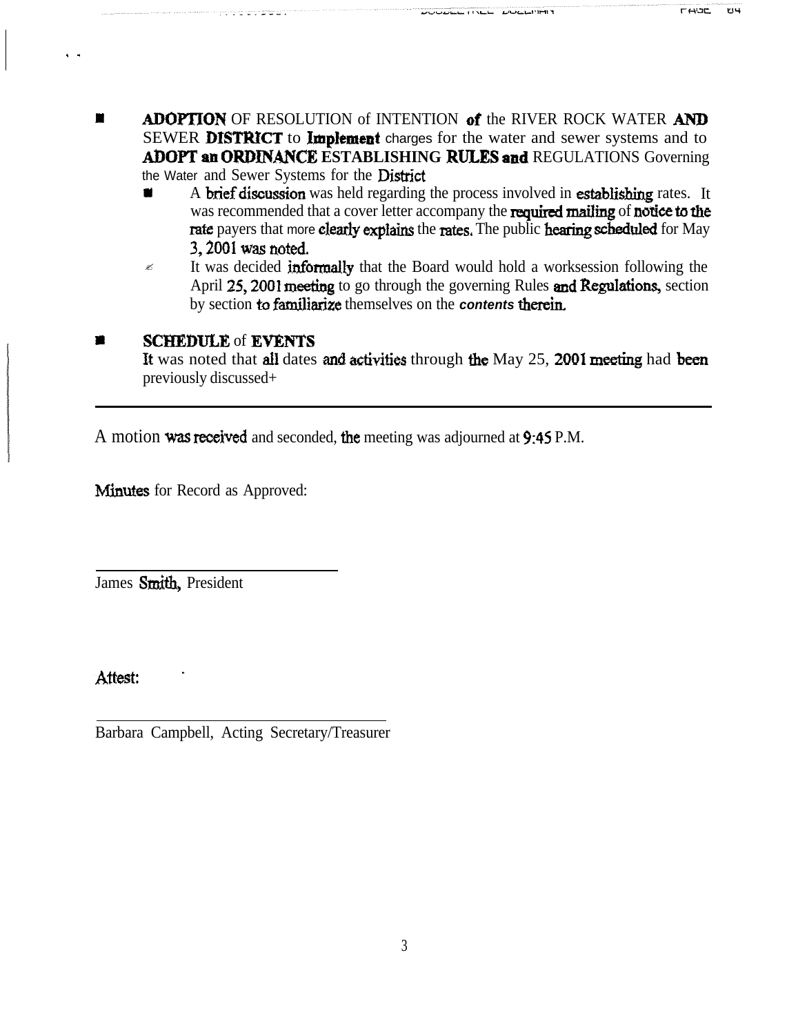- ADOPTION OF RESOLUTION of INTENTION of the RIVER ROCK WATER AND SEWER DISTRICT to Implement charges for the water and sewer systems and to ADOPT an ORDINANCE ESTABLISHING RULES and REGULATIONS Governing the Water and Sewer Systems for the District
  - A brief discussion was held regarding the process involved in establishing rates. It was recommended that a cover letter accompany the required mailing of notice to the rate payers that more clearly explains the rates. The public hearing scheduled for May 3, 2001 was noted.
  - It was decided informally that the Board would hold a worksession following the April 25, 2001 meeting to go through the governing Rules and Regulations, section by section to familiarize themselves on the ***contents*** therein.

- **SCHEDULE** of **EVENTS**
  It was noted that all dates and activities through the May 25, 2001 meeting had been previously discussed+

---

A motion was received and seconded, the meeting was adjourned at 9:45 P.M.

Minutes for Record as Approved:

_________________________________

James Smith, President

Attest:

_________________________________

Barbara Campbell, Acting Secretary/Treasurer